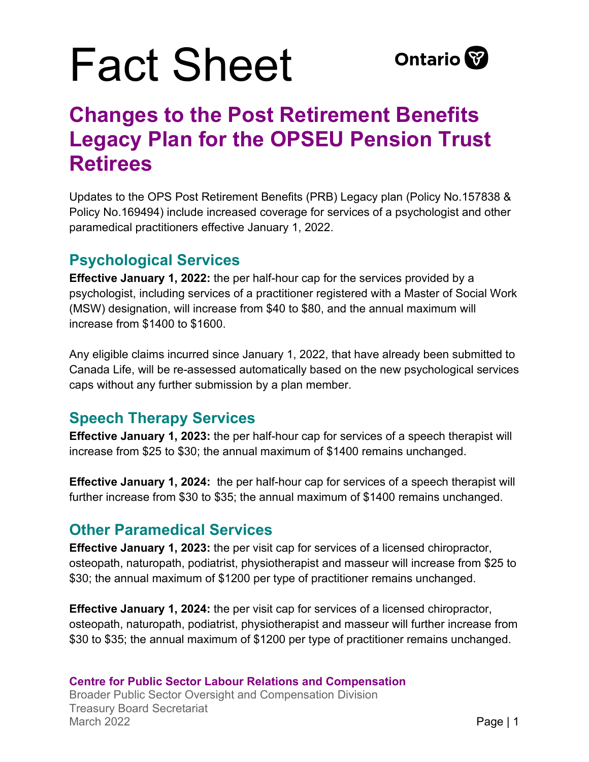# Fact Sheet

Ontario

## Changes to the Post Retirement Benefits Legacy Plan for the OPSEU Pension Trust Retirees

Updates to the OPS Post Retirement Benefits (PRB) Legacy plan (Policy No.157838 & Policy No.169494) include increased coverage for services of a psychologist and other paramedical practitioners effective January 1, 2022.

### Psychological Services

**Effective January 1, 2022:** the per half-hour cap for the services provided by a psychologist, including services of a practitioner registered with a Master of Social Work (MSW) designation, will increase from $40 to $80, and the annual maximum will increase from $1400 to $1600.

Any eligible claims incurred since January 1, 2022, that have already been submitted to Canada Life, will be re-assessed automatically based on the new psychological services caps without any further submission by a plan member.

### Speech Therapy Services

**Effective January 1, 2023:** the per half-hour cap for services of a speech therapist will increase from $25 to $30; the annual maximum of $1400 remains unchanged.

**Effective January 1, 2024:** the per half-hour cap for services of a speech therapist will further increase from $30 to $35; the annual maximum of $1400 remains unchanged.

### Other Paramedical Services

**Effective January 1, 2023:** the per visit cap for services of a licensed chiropractor, osteopath, naturopath, podiatrist, physiotherapist and masseur will increase from $25 to $30; the annual maximum of $1200 per type of practitioner remains unchanged.

**Effective January 1, 2024:** the per visit cap for services of a licensed chiropractor, osteopath, naturopath, podiatrist, physiotherapist and masseur will further increase from $30 to $35; the annual maximum of $1200 per type of practitioner remains unchanged.

**Centre for Public Sector Labour Relations and Compensation**
Broader Public Sector Oversight and Compensation Division
Treasury Board Secretariat
March 2022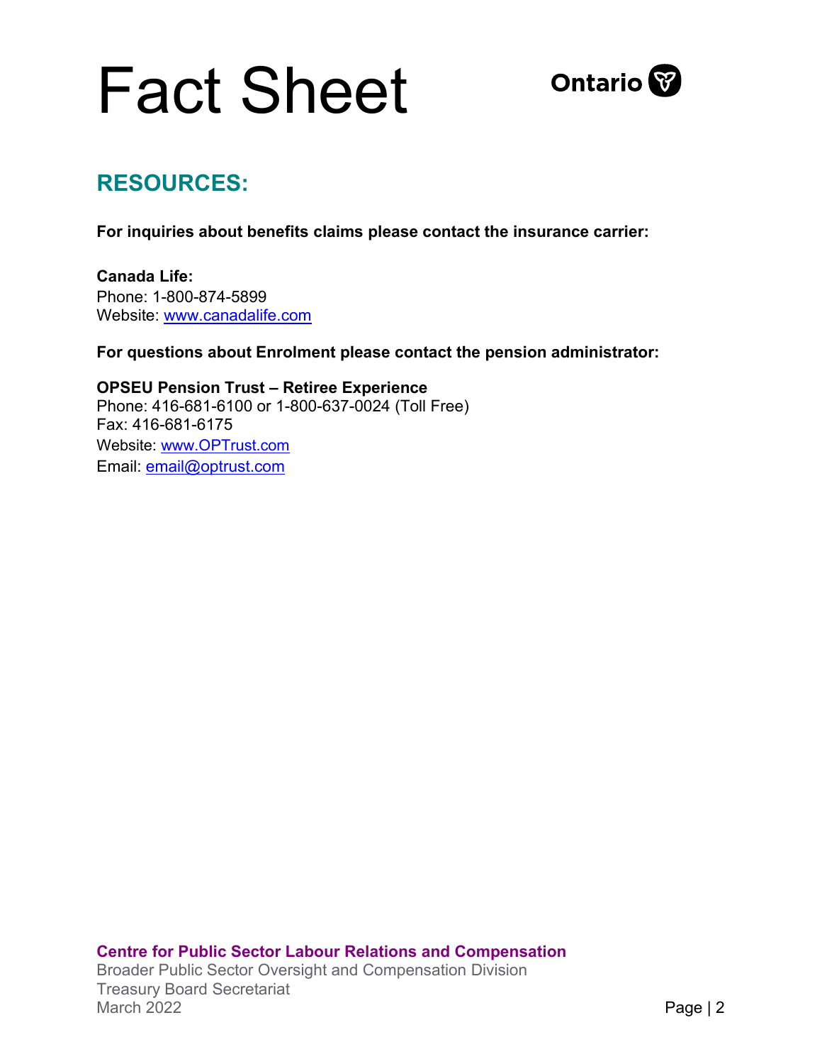# Fact Sheet

## RESOURCES:

**For inquiries about benefits claims please contact the insurance carrier:**

**Canada Life:**
Phone: 1-800-874-5899
Website: [www.canadalife.com](http://www.canadalife.com)

**For questions about Enrolment please contact the pension administrator:**

**OPSEU Pension Trust – Retiree Experience**
Phone: 416-681-6100 or 1-800-637-0024 (Toll Free)
Fax: 416-681-6175
Website: [www.OPTrust.com](http://www.OPTrust.com)
Email: [email@optrust.com](mailto:email@optrust.com)

**Centre for Public Sector Labour Relations and Compensation**
Broader Public Sector Oversight and Compensation Division
Treasury Board Secretariat
March 2022